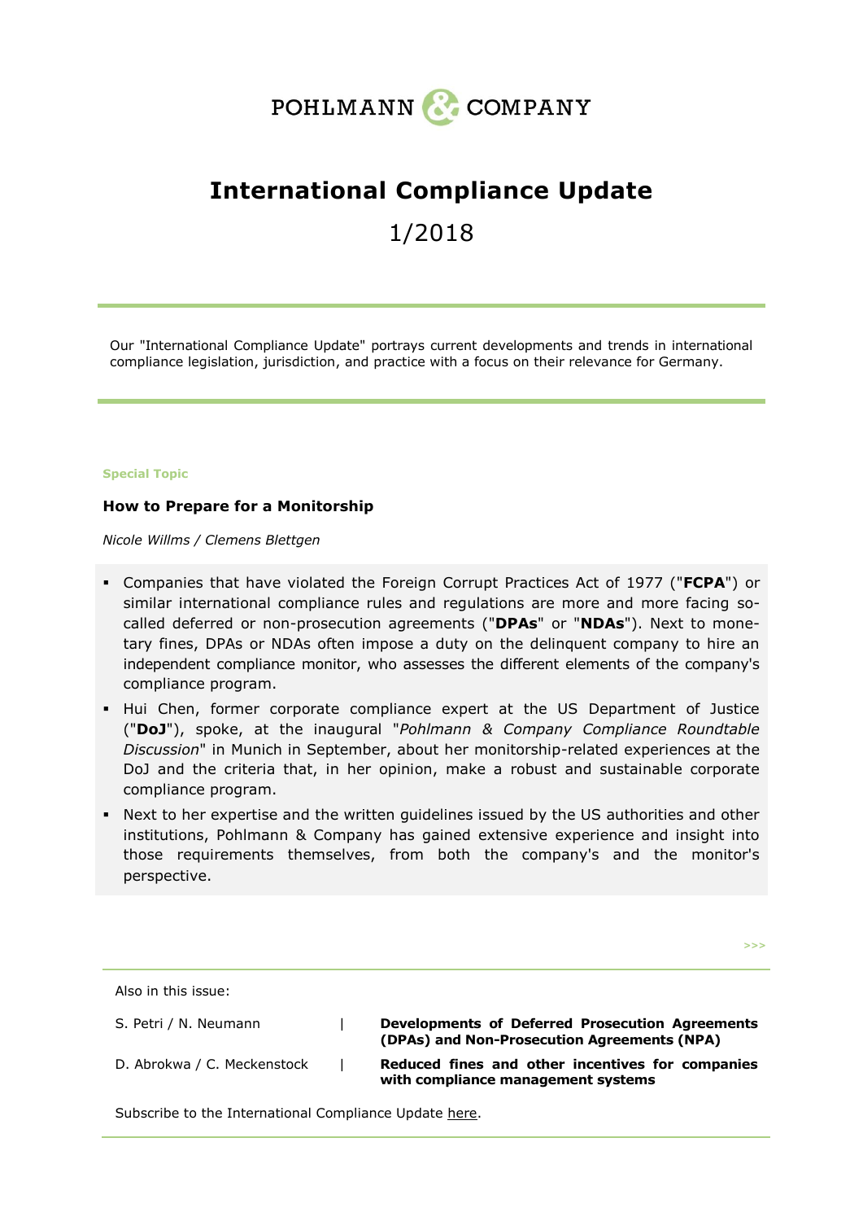POHLMANN & COMPANY

# International Compliance Update

1/2018

Our "International Compliance Update" portrays current developments and trends in international compliance legislation, jurisdiction, and practice with a focus on their relevance for Germany.

**Special Topic**

## How to Prepare for a Monitorship

*Nicole Willms / Clemens Blettgen*

- Companies that have violated the Foreign Corrupt Practices Act of 1977 ("**FCPA**") or similar international compliance rules and regulations are more and more facing so-called deferred or non-prosecution agreements ("**DPAs**" or "**NDAs**"). Next to monetary fines, DPAs or NDAs often impose a duty on the delinquent company to hire an independent compliance monitor, who assesses the different elements of the company's compliance program.
- Hui Chen, former corporate compliance expert at the US Department of Justice ("**DoJ**"), spoke, at the inaugural "*Pohlmann & Company Compliance Roundtable Discussion*" in Munich in September, about her monitorship-related experiences at the DoJ and the criteria that, in her opinion, make a robust and sustainable corporate compliance program.
- Next to her expertise and the written guidelines issued by the US authorities and other institutions, Pohlmann & Company has gained extensive experience and insight into those requirements themselves, from both the company's and the monitor's perspective.

>>>

Also in this issue:

| | | |
|---|---|---|
| S. Petri / N. Neumann | \| | **Developments of Deferred Prosecution Agreements (DPAs) and Non-Prosecution Agreements (NPA)** |
| D. Abrokwa / C. Meckenstock | \| | **Reduced fines and other incentives for companies with compliance management systems** |

Subscribe to the International Compliance Update here.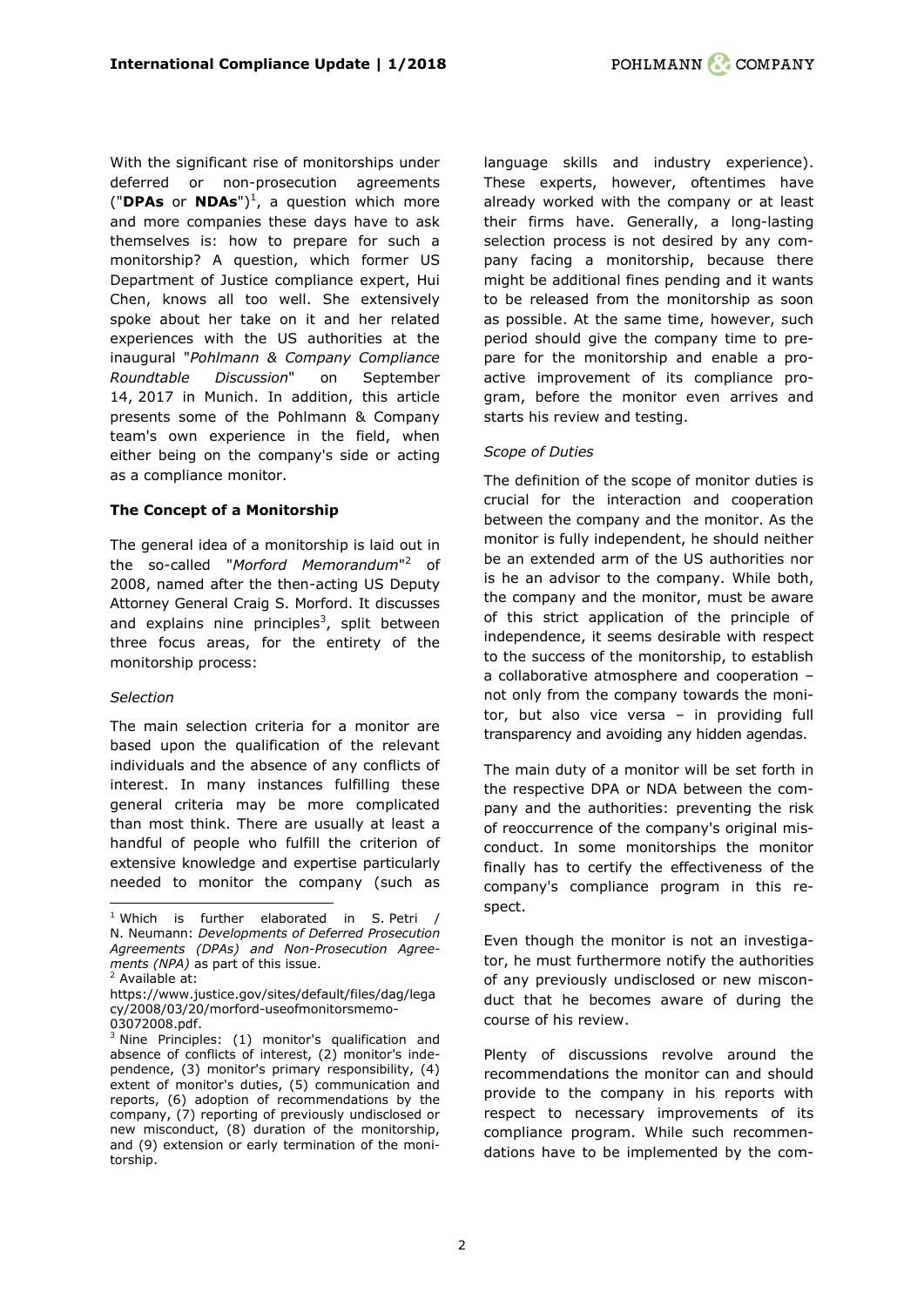With the significant rise of monitorships under deferred or non-prosecution agreements ("**DPAs** or **NDAs**")[1], a question which more and more companies these days have to ask themselves is: how to prepare for such a monitorship? A question, which former US Department of Justice compliance expert, Hui Chen, knows all too well. She extensively spoke about her take on it and her related experiences with the US authorities at the inaugural "*Pohlmann & Company Compliance Roundtable Discussion*" on September 14, 2017 in Munich. In addition, this article presents some of the Pohlmann & Company team's own experience in the field, when either being on the company's side or acting as a compliance monitor.

**The Concept of a Monitorship**

The general idea of a monitorship is laid out in the so-called "*Morford Memorandum*"[2] of 2008, named after the then-acting US Deputy Attorney General Craig S. Morford. It discusses and explains nine principles[3], split between three focus areas, for the entirety of the monitorship process:

*Selection*

The main selection criteria for a monitor are based upon the qualification of the relevant individuals and the absence of any conflicts of interest. In many instances fulfilling these general criteria may be more complicated than most think. There are usually at least a handful of people who fulfill the criterion of extensive knowledge and expertise particularly needed to monitor the company (such as language skills and industry experience). These experts, however, oftentimes have already worked with the company or at least their firms have. Generally, a long-lasting selection process is not desired by any company facing a monitorship, because there might be additional fines pending and it wants to be released from the monitorship as soon as possible. At the same time, however, such period should give the company time to prepare for the monitorship and enable a proactive improvement of its compliance program, before the monitor even arrives and starts his review and testing.

*Scope of Duties*

The definition of the scope of monitor duties is crucial for the interaction and cooperation between the company and the monitor. As the monitor is fully independent, he should neither be an extended arm of the US authorities nor is he an advisor to the company. While both, the company and the monitor, must be aware of this strict application of the principle of independence, it seems desirable with respect to the success of the monitorship, to establish a collaborative atmosphere and cooperation – not only from the company towards the monitor, but also vice versa – in providing full transparency and avoiding any hidden agendas.

The main duty of a monitor will be set forth in the respective DPA or NDA between the company and the authorities: preventing the risk of reoccurrence of the company's original misconduct. In some monitorships the monitor finally has to certify the effectiveness of the company's compliance program in this respect.

Even though the monitor is not an investigator, he must furthermore notify the authorities of any previously undisclosed or new misconduct that he becomes aware of during the course of his review.

Plenty of discussions revolve around the recommendations the monitor can and should provide to the company in his reports with respect to necessary improvements of its compliance program. While such recommendations have to be implemented by the com-

---

[1] Which is further elaborated in S. Petri / N. Neumann: *Developments of Deferred Prosecution Agreements (DPAs) and Non-Prosecution Agreements (NPA)* as part of this issue.

[2] Available at: https://www.justice.gov/sites/default/files/dag/legacy/2008/03/20/morford-useofmonitorsmemo-03072008.pdf.

[3] Nine Principles: (1) monitor's qualification and absence of conflicts of interest, (2) monitor's independence, (3) monitor's primary responsibility, (4) extent of monitor's duties, (5) communication and reports, (6) adoption of recommendations by the company, (7) reporting of previously undisclosed or new misconduct, (8) duration of the monitorship, and (9) extension or early termination of the monitorship.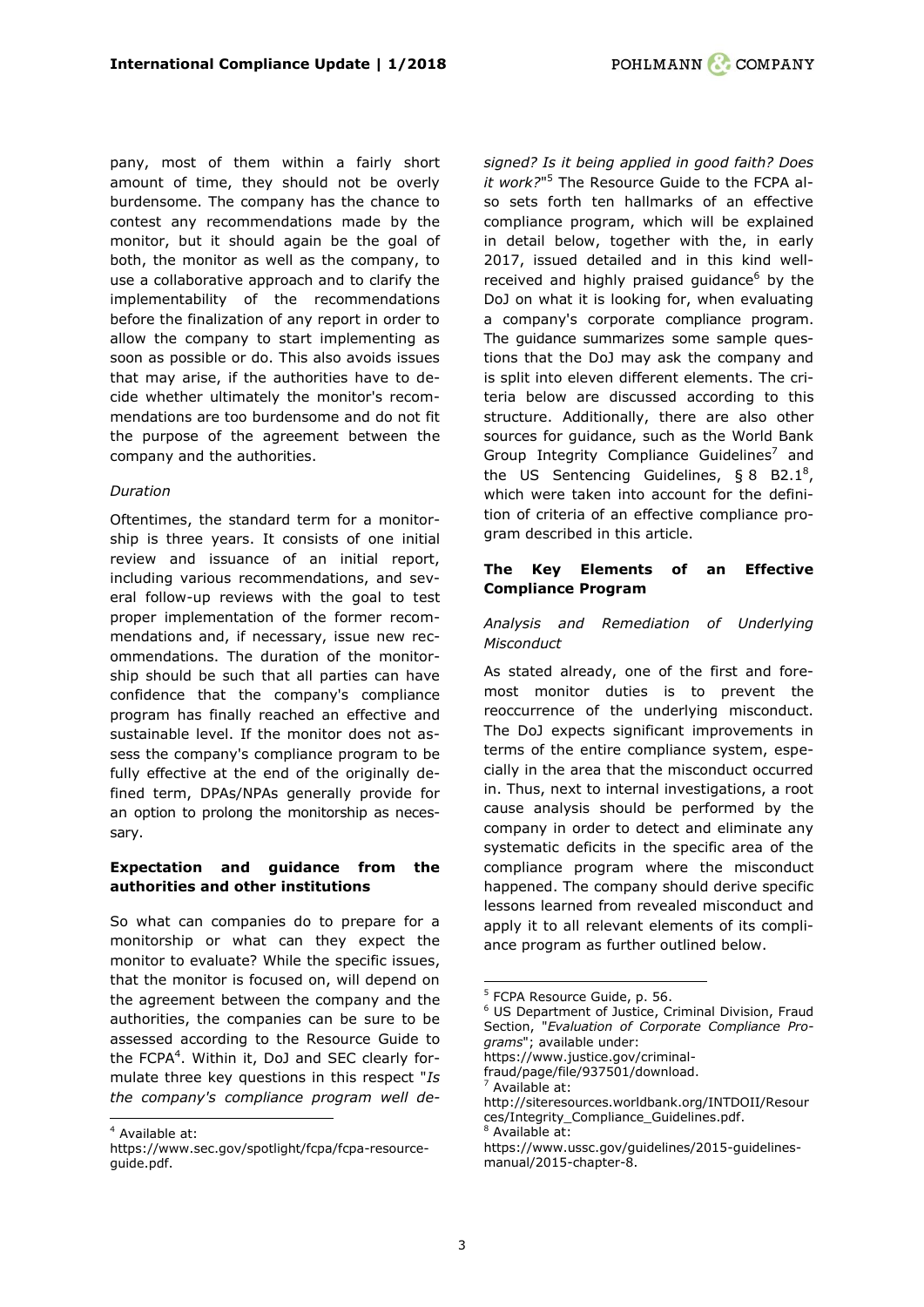pany, most of them within a fairly short amount of time, they should not be overly burdensome. The company has the chance to contest any recommendations made by the monitor, but it should again be the goal of both, the monitor as well as the company, to use a collaborative approach and to clarify the implementability of the recommendations before the finalization of any report in order to allow the company to start implementing as soon as possible or do. This also avoids issues that may arise, if the authorities have to decide whether ultimately the monitor's recommendations are too burdensome and do not fit the purpose of the agreement between the company and the authorities.

*Duration*

Oftentimes, the standard term for a monitorship is three years. It consists of one initial review and issuance of an initial report, including various recommendations, and several follow-up reviews with the goal to test proper implementation of the former recommendations and, if necessary, issue new recommendations. The duration of the monitorship should be such that all parties can have confidence that the company's compliance program has finally reached an effective and sustainable level. If the monitor does not assess the company's compliance program to be fully effective at the end of the originally defined term, DPAs/NPAs generally provide for an option to prolong the monitorship as necessary.

**Expectation and guidance from the authorities and other institutions**

So what can companies do to prepare for a monitorship or what can they expect the monitor to evaluate? While the specific issues, that the monitor is focused on, will depend on the agreement between the company and the authorities, the companies can be sure to be assessed according to the Resource Guide to the FCPA[4]. Within it, DoJ and SEC clearly formulate three key questions in this respect "*Is the company's compliance program well designed? Is it being applied in good faith? Does it work?*"[5] The Resource Guide to the FCPA also sets forth ten hallmarks of an effective compliance program, which will be explained in detail below, together with the, in early 2017, issued detailed and in this kind well-received and highly praised guidance[6] by the DoJ on what it is looking for, when evaluating a company's corporate compliance program. The guidance summarizes some sample questions that the DoJ may ask the company and is split into eleven different elements. The criteria below are discussed according to this structure. Additionally, there are also other sources for guidance, such as the World Bank Group Integrity Compliance Guidelines[7] and the US Sentencing Guidelines, § 8 B2.1[8], which were taken into account for the definition of criteria of an effective compliance program described in this article.

**The Key Elements of an Effective Compliance Program**

*Analysis and Remediation of Underlying Misconduct*

As stated already, one of the first and foremost monitor duties is to prevent the reoccurrence of the underlying misconduct. The DoJ expects significant improvements in terms of the entire compliance system, especially in the area that the misconduct occurred in. Thus, next to internal investigations, a root cause analysis should be performed by the company in order to detect and eliminate any systematic deficits in the specific area of the compliance program where the misconduct happened. The company should derive specific lessons learned from revealed misconduct and apply it to all relevant elements of its compliance program as further outlined below.

---

[4] Available at: https://www.sec.gov/spotlight/fcpa/fcpa-resource-guide.pdf.

[5] FCPA Resource Guide, p. 56.

[6] US Department of Justice, Criminal Division, Fraud Section, "*Evaluation of Corporate Compliance Programs*"; available under: https://www.justice.gov/criminal-fraud/page/file/937501/download.

[7] Available at: http://siteresources.worldbank.org/INTDOII/Resources/Integrity_Compliance_Guidelines.pdf.

[8] Available at: https://www.ussc.gov/guidelines/2015-guidelines-manual/2015-chapter-8.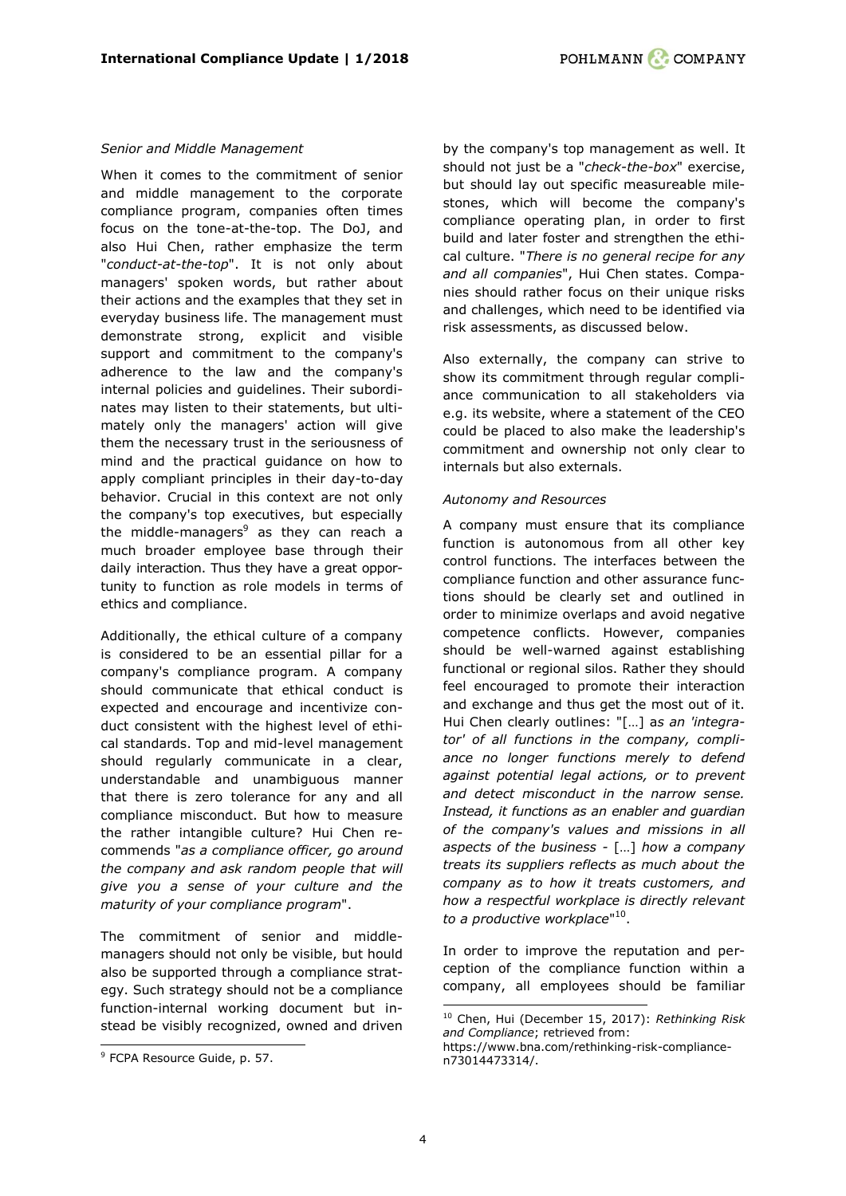*Senior and Middle Management*

When it comes to the commitment of senior and middle management to the corporate compliance program, companies often times focus on the tone-at-the-top. The DoJ, and also Hui Chen, rather emphasize the term "*conduct-at-the-top*". It is not only about managers' spoken words, but rather about their actions and the examples that they set in everyday business life. The management must demonstrate strong, explicit and visible support and commitment to the company's adherence to the law and the company's internal policies and guidelines. Their subordinates may listen to their statements, but ultimately only the managers' action will give them the necessary trust in the seriousness of mind and the practical guidance on how to apply compliant principles in their day-to-day behavior. Crucial in this context are not only the company's top executives, but especially the middle-managers[9] as they can reach a much broader employee base through their daily interaction. Thus they have a great opportunity to function as role models in terms of ethics and compliance.

Additionally, the ethical culture of a company is considered to be an essential pillar for a company's compliance program. A company should communicate that ethical conduct is expected and encourage and incentivize conduct consistent with the highest level of ethical standards. Top and mid-level management should regularly communicate in a clear, understandable and unambiguous manner that there is zero tolerance for any and all compliance misconduct. But how to measure the rather intangible culture? Hui Chen recommends "*as a compliance officer, go around the company and ask random people that will give you a sense of your culture and the maturity of your compliance program*".

The commitment of senior and middle-managers should not only be visible, but hould also be supported through a compliance strategy. Such strategy should not be a compliance function-internal working document but instead be visibly recognized, owned and driven by the company's top management as well. It should not just be a "*check-the-box*" exercise, but should lay out specific measureable milestones, which will become the company's compliance operating plan, in order to first build and later foster and strengthen the ethical culture. "*There is no general recipe for any and all companies*", Hui Chen states. Companies should rather focus on their unique risks and challenges, which need to be identified via risk assessments, as discussed below.

Also externally, the company can strive to show its commitment through regular compliance communication to all stakeholders via e.g. its website, where a statement of the CEO could be placed to also make the leadership's commitment and ownership not only clear to internals but also externals.

*Autonomy and Resources*

A company must ensure that its compliance function is autonomous from all other key control functions. The interfaces between the compliance function and other assurance functions should be clearly set and outlined in order to minimize overlaps and avoid negative competence conflicts. However, companies should be well-warned against establishing functional or regional silos. Rather they should feel encouraged to promote their interaction and exchange and thus get the most out of it. Hui Chen clearly outlines: "[…] a*s an 'integrator' of all functions in the company, compliance no longer functions merely to defend against potential legal actions, or to prevent and detect misconduct in the narrow sense. Instead, it functions as an enabler and guardian of the company's values and missions in all aspects of the business -* […] *how a company treats its suppliers reflects as much about the company as to how it treats customers, and how a respectful workplace is directly relevant to a productive workplace*"[10].

In order to improve the reputation and perception of the compliance function within a company, all employees should be familiar

---

[9] FCPA Resource Guide, p. 57.

[10] Chen, Hui (December 15, 2017): *Rethinking Risk and Compliance*; retrieved from: https://www.bna.com/rethinking-risk-compliance-n73014473314/.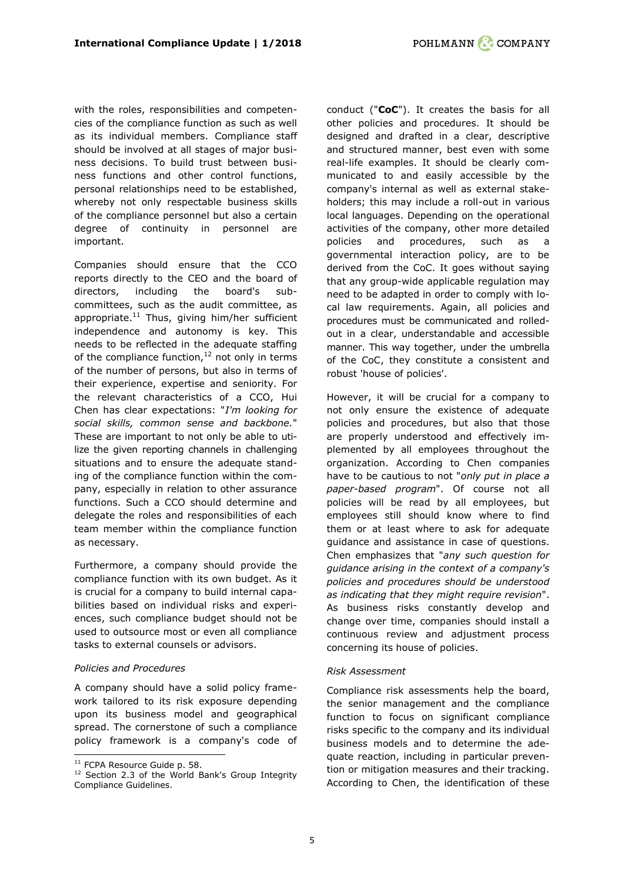with the roles, responsibilities and competencies of the compliance function as such as well as its individual members. Compliance staff should be involved at all stages of major business decisions. To build trust between business functions and other control functions, personal relationships need to be established, whereby not only respectable business skills of the compliance personnel but also a certain degree of continuity in personnel are important.

Companies should ensure that the CCO reports directly to the CEO and the board of directors, including the board's subcommittees, such as the audit committee, as appropriate.[11] Thus, giving him/her sufficient independence and autonomy is key. This needs to be reflected in the adequate staffing of the compliance function,[12] not only in terms of the number of persons, but also in terms of their experience, expertise and seniority. For the relevant characteristics of a CCO, Hui Chen has clear expectations: "*I'm looking for social skills, common sense and backbone.*" These are important to not only be able to utilize the given reporting channels in challenging situations and to ensure the adequate standing of the compliance function within the company, especially in relation to other assurance functions. Such a CCO should determine and delegate the roles and responsibilities of each team member within the compliance function as necessary.

Furthermore, a company should provide the compliance function with its own budget. As it is crucial for a company to build internal capabilities based on individual risks and experiences, such compliance budget should not be used to outsource most or even all compliance tasks to external counsels or advisors.

*Policies and Procedures*

A company should have a solid policy framework tailored to its risk exposure depending upon its business model and geographical spread. The cornerstone of such a compliance policy framework is a company's code of conduct ("**CoC**"). It creates the basis for all other policies and procedures. It should be designed and drafted in a clear, descriptive and structured manner, best even with some real-life examples. It should be clearly communicated to and easily accessible by the company's internal as well as external stakeholders; this may include a roll-out in various local languages. Depending on the operational activities of the company, other more detailed policies and procedures, such as a governmental interaction policy, are to be derived from the CoC. It goes without saying that any group-wide applicable regulation may need to be adapted in order to comply with local law requirements. Again, all policies and procedures must be communicated and rolled-out in a clear, understandable and accessible manner. This way together, under the umbrella of the CoC, they constitute a consistent and robust 'house of policies'.

However, it will be crucial for a company to not only ensure the existence of adequate policies and procedures, but also that those are properly understood and effectively implemented by all employees throughout the organization. According to Chen companies have to be cautious to not "*only put in place a paper-based program*". Of course not all policies will be read by all employees, but employees still should know where to find them or at least where to ask for adequate guidance and assistance in case of questions. Chen emphasizes that "*any such question for guidance arising in the context of a company's policies and procedures should be understood as indicating that they might require revision*". As business risks constantly develop and change over time, companies should install a continuous review and adjustment process concerning its house of policies.

*Risk Assessment*

Compliance risk assessments help the board, the senior management and the compliance function to focus on significant compliance risks specific to the company and its individual business models and to determine the adequate reaction, including in particular prevention or mitigation measures and their tracking. According to Chen, the identification of these

---

[11] FCPA Resource Guide p. 58.

[12] Section 2.3 of the World Bank's Group Integrity Compliance Guidelines.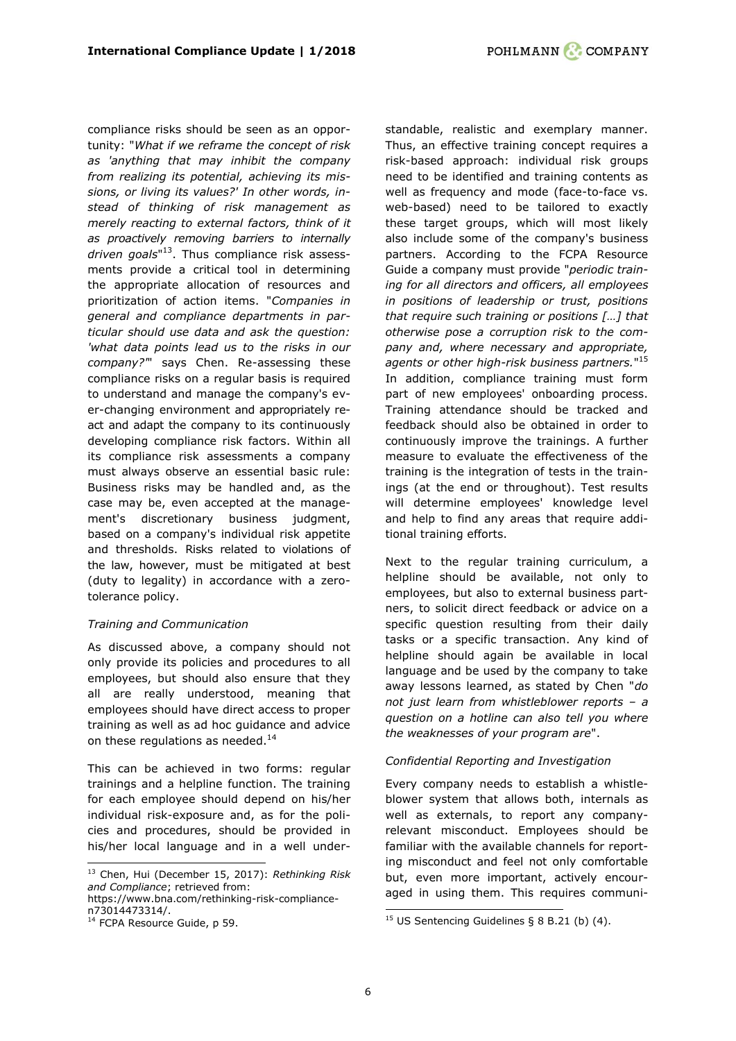compliance risks should be seen as an opportunity: "*What if we reframe the concept of risk as 'anything that may inhibit the company from realizing its potential, achieving its missions, or living its values?' In other words, instead of thinking of risk management as merely reacting to external factors, think of it as proactively removing barriers to internally driven goals*"[13]. Thus compliance risk assessments provide a critical tool in determining the appropriate allocation of resources and prioritization of action items. "*Companies in general and compliance departments in particular should use data and ask the question: 'what data points lead us to the risks in our company?'*" says Chen. Re-assessing these compliance risks on a regular basis is required to understand and manage the company's ever-changing environment and appropriately react and adapt the company to its continuously developing compliance risk factors. Within all its compliance risk assessments a company must always observe an essential basic rule: Business risks may be handled and, as the case may be, even accepted at the management's discretionary business judgment, based on a company's individual risk appetite and thresholds. Risks related to violations of the law, however, must be mitigated at best (duty to legality) in accordance with a zero-tolerance policy.

*Training and Communication*

As discussed above, a company should not only provide its policies and procedures to all employees, but should also ensure that they all are really understood, meaning that employees should have direct access to proper training as well as ad hoc guidance and advice on these regulations as needed.[14]

This can be achieved in two forms: regular trainings and a helpline function. The training for each employee should depend on his/her individual risk-exposure and, as for the policies and procedures, should be provided in his/her local language and in a well understandable, realistic and exemplary manner. Thus, an effective training concept requires a risk-based approach: individual risk groups need to be identified and training contents as well as frequency and mode (face-to-face vs. web-based) need to be tailored to exactly these target groups, which will most likely also include some of the company's business partners. According to the FCPA Resource Guide a company must provide "*periodic training for all directors and officers, all employees in positions of leadership or trust, positions that require such training or positions […] that otherwise pose a corruption risk to the company and, where necessary and appropriate, agents or other high-risk business partners.*"[15] In addition, compliance training must form part of new employees' onboarding process. Training attendance should be tracked and feedback should also be obtained in order to continuously improve the trainings. A further measure to evaluate the effectiveness of the training is the integration of tests in the trainings (at the end or throughout). Test results will determine employees' knowledge level and help to find any areas that require additional training efforts.

Next to the regular training curriculum, a helpline should be available, not only to employees, but also to external business partners, to solicit direct feedback or advice on a specific question resulting from their daily tasks or a specific transaction. Any kind of helpline should again be available in local language and be used by the company to take away lessons learned, as stated by Chen "*do not just learn from whistleblower reports – a question on a hotline can also tell you where the weaknesses of your program are*".

*Confidential Reporting and Investigation*

Every company needs to establish a whistleblower system that allows both, internals as well as externals, to report any company-relevant misconduct. Employees should be familiar with the available channels for reporting misconduct and feel not only comfortable but, even more important, actively encouraged in using them. This requires communi-

---

[13] Chen, Hui (December 15, 2017): *Rethinking Risk and Compliance*; retrieved from: https://www.bna.com/rethinking-risk-compliance-n73014473314/.

[14] FCPA Resource Guide, p 59.

[15] US Sentencing Guidelines § 8 B.21 (b) (4).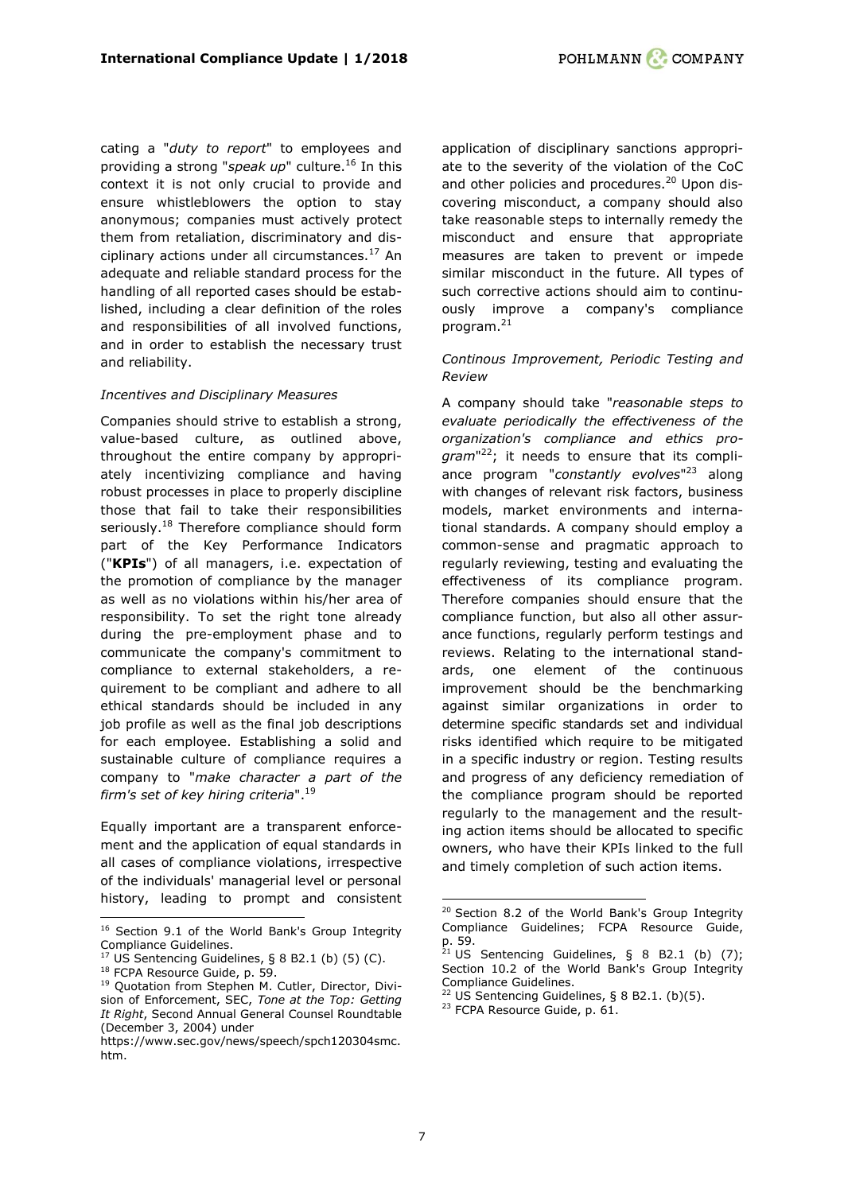cating a "*duty to report*" to employees and providing a strong "*speak up*" culture.[16] In this context it is not only crucial to provide and ensure whistleblowers the option to stay anonymous; companies must actively protect them from retaliation, discriminatory and disciplinary actions under all circumstances.[17] An adequate and reliable standard process for the handling of all reported cases should be established, including a clear definition of the roles and responsibilities of all involved functions, and in order to establish the necessary trust and reliability.

*Incentives and Disciplinary Measures*

Companies should strive to establish a strong, value-based culture, as outlined above, throughout the entire company by appropriately incentivizing compliance and having robust processes in place to properly discipline those that fail to take their responsibilities seriously.[18] Therefore compliance should form part of the Key Performance Indicators ("**KPIs**") of all managers, i.e. expectation of the promotion of compliance by the manager as well as no violations within his/her area of responsibility. To set the right tone already during the pre-employment phase and to communicate the company's commitment to compliance to external stakeholders, a requirement to be compliant and adhere to all ethical standards should be included in any job profile as well as the final job descriptions for each employee. Establishing a solid and sustainable culture of compliance requires a company to "*make character a part of the firm's set of key hiring criteria*".[19]

Equally important are a transparent enforcement and the application of equal standards in all cases of compliance violations, irrespective of the individuals' managerial level or personal history, leading to prompt and consistent application of disciplinary sanctions appropriate to the severity of the violation of the CoC and other policies and procedures.[20] Upon discovering misconduct, a company should also take reasonable steps to internally remedy the misconduct and ensure that appropriate measures are taken to prevent or impede similar misconduct in the future. All types of such corrective actions should aim to continuously improve a company's compliance program.[21]

*Continous Improvement, Periodic Testing and Review*

A company should take "*reasonable steps to evaluate periodically the effectiveness of the organization's compliance and ethics program*"[22]; it needs to ensure that its compliance program "*constantly evolves*"[23] along with changes of relevant risk factors, business models, market environments and international standards. A company should employ a common-sense and pragmatic approach to regularly reviewing, testing and evaluating the effectiveness of its compliance program. Therefore companies should ensure that the compliance function, but also all other assurance functions, regularly perform testings and reviews. Relating to the international standards, one element of the continuous improvement should be the benchmarking against similar organizations in order to determine specific standards set and individual risks identified which require to be mitigated in a specific industry or region. Testing results and progress of any deficiency remediation of the compliance program should be reported regularly to the management and the resulting action items should be allocated to specific owners, who have their KPIs linked to the full and timely completion of such action items.

---

[16] Section 9.1 of the World Bank's Group Integrity Compliance Guidelines.

[17] US Sentencing Guidelines, § 8 B2.1 (b) (5) (C).

[18] FCPA Resource Guide, p. 59.

[19] Quotation from Stephen M. Cutler, Director, Division of Enforcement, SEC, *Tone at the Top: Getting It Right*, Second Annual General Counsel Roundtable (December 3, 2004) under https://www.sec.gov/news/speech/spch120304smc.htm.

[20] Section 8.2 of the World Bank's Group Integrity Compliance Guidelines; FCPA Resource Guide, p. 59.

[21] US Sentencing Guidelines, § 8 B2.1 (b) (7); Section 10.2 of the World Bank's Group Integrity Compliance Guidelines.

[22] US Sentencing Guidelines, § 8 B2.1. (b)(5).

[23] FCPA Resource Guide, p. 61.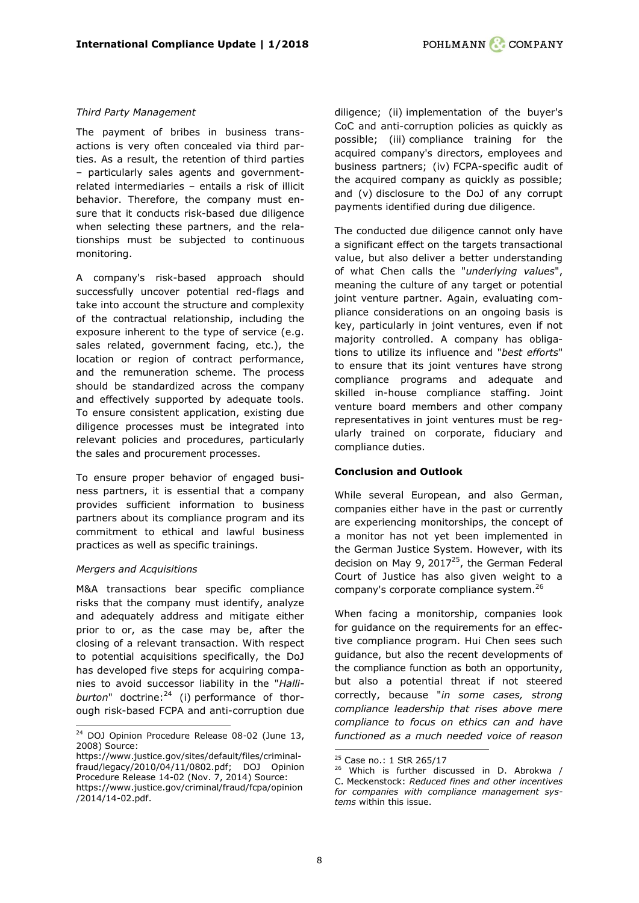*Third Party Management*

The payment of bribes in business transactions is very often concealed via third parties. As a result, the retention of third parties – particularly sales agents and government-related intermediaries – entails a risk of illicit behavior. Therefore, the company must ensure that it conducts risk-based due diligence when selecting these partners, and the relationships must be subjected to continuous monitoring.

A company's risk-based approach should successfully uncover potential red-flags and take into account the structure and complexity of the contractual relationship, including the exposure inherent to the type of service (e.g. sales related, government facing, etc.), the location or region of contract performance, and the remuneration scheme. The process should be standardized across the company and effectively supported by adequate tools. To ensure consistent application, existing due diligence processes must be integrated into relevant policies and procedures, particularly the sales and procurement processes.

To ensure proper behavior of engaged business partners, it is essential that a company provides sufficient information to business partners about its compliance program and its commitment to ethical and lawful business practices as well as specific trainings.

*Mergers and Acquisitions*

M&A transactions bear specific compliance risks that the company must identify, analyze and adequately address and mitigate either prior to or, as the case may be, after the closing of a relevant transaction. With respect to potential acquisitions specifically, the DoJ has developed five steps for acquiring companies to avoid successor liability in the "*Halliburton*" doctrine:[24] (i) performance of thorough risk-based FCPA and anti-corruption due diligence; (ii) implementation of the buyer's CoC and anti-corruption policies as quickly as possible; (iii) compliance training for the acquired company's directors, employees and business partners; (iv) FCPA-specific audit of the acquired company as quickly as possible; and (v) disclosure to the DoJ of any corrupt payments identified during due diligence.

The conducted due diligence cannot only have a significant effect on the targets transactional value, but also deliver a better understanding of what Chen calls the "*underlying values*", meaning the culture of any target or potential joint venture partner. Again, evaluating compliance considerations on an ongoing basis is key, particularly in joint ventures, even if not majority controlled. A company has obligations to utilize its influence and "*best efforts*" to ensure that its joint ventures have strong compliance programs and adequate and skilled in-house compliance staffing. Joint venture board members and other company representatives in joint ventures must be regularly trained on corporate, fiduciary and compliance duties.

**Conclusion and Outlook**

While several European, and also German, companies either have in the past or currently are experiencing monitorships, the concept of a monitor has not yet been implemented in the German Justice System. However, with its decision on May 9, 2017[25], the German Federal Court of Justice has also given weight to a company's corporate compliance system.[26]

When facing a monitorship, companies look for guidance on the requirements for an effective compliance program. Hui Chen sees such guidance, but also the recent developments of the compliance function as both an opportunity, but also a potential threat if not steered correctly, because "*in some cases, strong compliance leadership that rises above mere compliance to focus on ethics can and have functioned as a much needed voice of reason*

---

[24] DOJ Opinion Procedure Release 08-02 (June 13, 2008) Source: https://www.justice.gov/sites/default/files/criminal-fraud/legacy/2010/04/11/0802.pdf; DOJ Opinion Procedure Release 14-02 (Nov. 7, 2014) Source: https://www.justice.gov/criminal/fraud/fcpa/opinion/2014/14-02.pdf.

[25] Case no.: 1 StR 265/17

[26] Which is further discussed in D. Abrokwa / C. Meckenstock: *Reduced fines and other incentives for companies with compliance management systems* within this issue.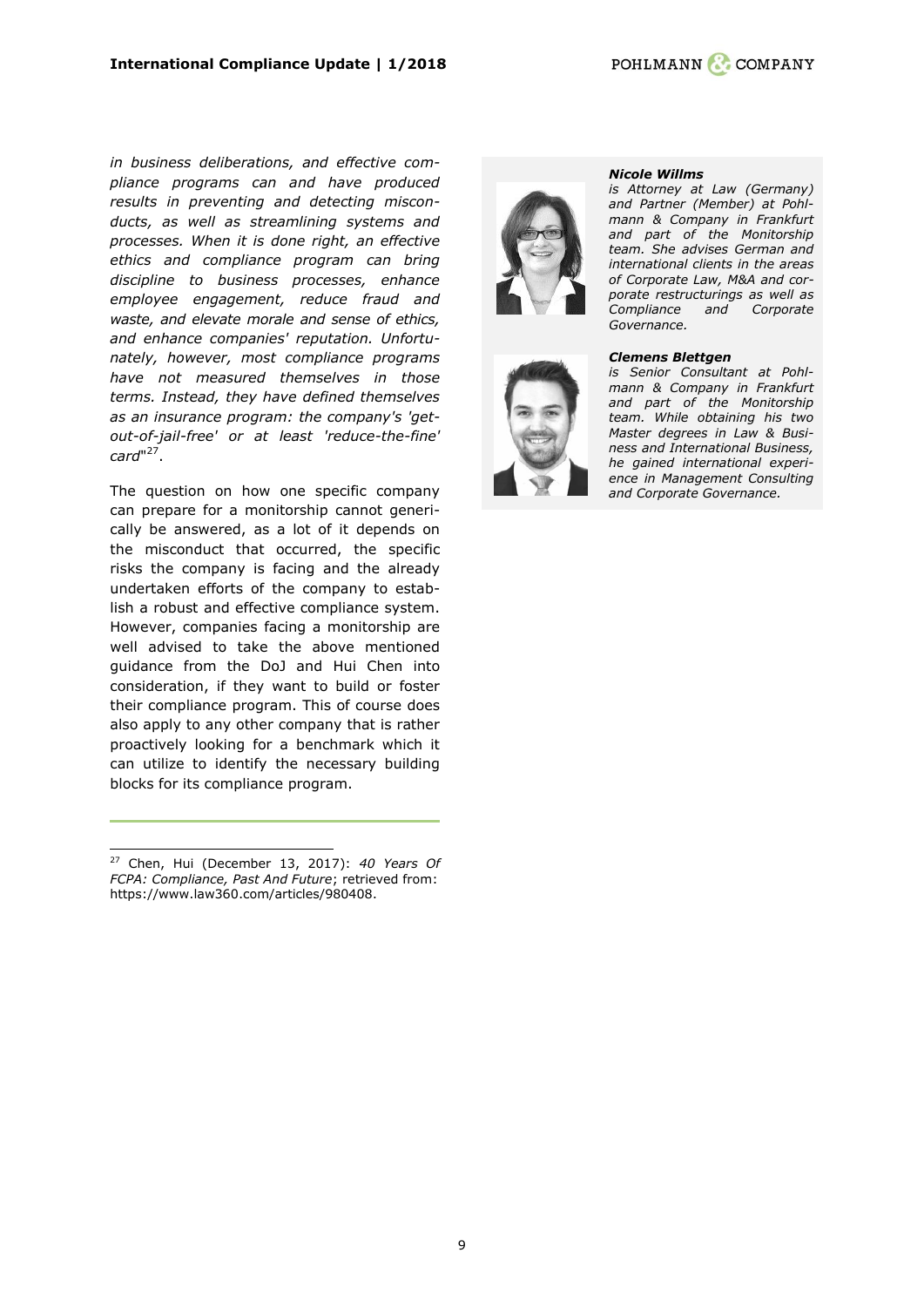*in business deliberations, and effective compliance programs can and have produced results in preventing and detecting misconducts, as well as streamlining systems and processes. When it is done right, an effective ethics and compliance program can bring discipline to business processes, enhance employee engagement, reduce fraud and waste, and elevate morale and sense of ethics, and enhance companies' reputation. Unfortunately, however, most compliance programs have not measured themselves in those terms. Instead, they have defined themselves as an insurance program: the company's 'get-out-of-jail-free' or at least 'reduce-the-fine' card*"[27].

The question on how one specific company can prepare for a monitorship cannot generically be answered, as a lot of it depends on the misconduct that occurred, the specific risks the company is facing and the already undertaken efforts of the company to establish a robust and effective compliance system. However, companies facing a monitorship are well advised to take the above mentioned guidance from the DoJ and Hui Chen into consideration, if they want to build or foster their compliance program. This of course does also apply to any other company that is rather proactively looking for a benchmark which it can utilize to identify the necessary building blocks for its compliance program.

---

***Nicole Willms***
*is Attorney at Law (Germany) and Partner (Member) at Pohlmann & Company in Frankfurt and part of the Monitorship team. She advises German and international clients in the areas of Corporate Law, M&A and corporate restructurings as well as Compliance and Corporate Governance.*

***Clemens Blettgen***
*is Senior Consultant at Pohlmann & Company in Frankfurt and part of the Monitorship team. While obtaining his two Master degrees in Law & Business and International Business, he gained international experience in Management Consulting and Corporate Governance.*

---

[27] Chen, Hui (December 13, 2017): *40 Years Of FCPA: Compliance, Past And Future*; retrieved from: https://www.law360.com/articles/980408.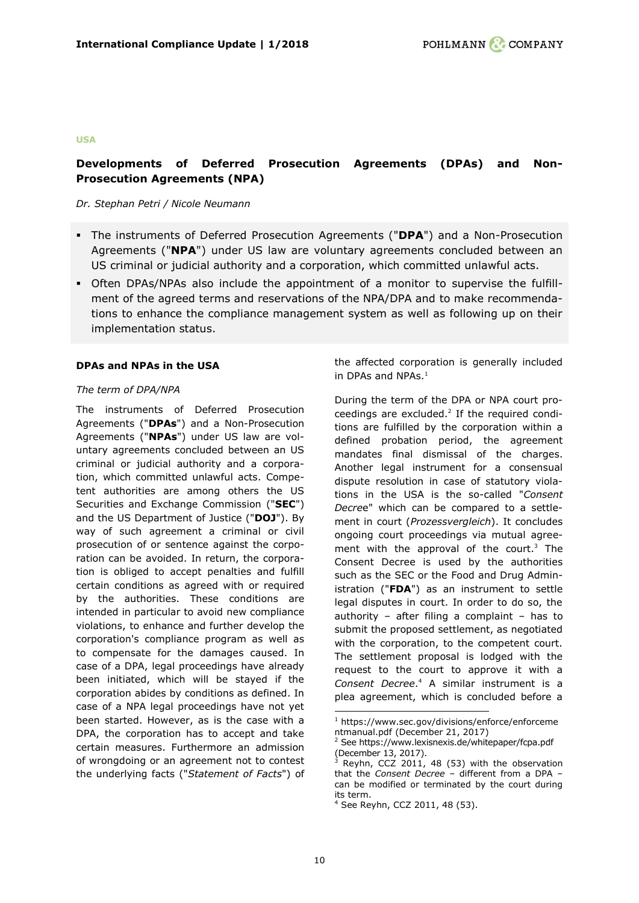**USA**

## Developments of Deferred Prosecution Agreements (DPAs) and Non-Prosecution Agreements (NPA)

*Dr. Stephan Petri / Nicole Neumann*

- The instruments of Deferred Prosecution Agreements ("**DPA**") and a Non-Prosecution Agreements ("**NPA**") under US law are voluntary agreements concluded between an US criminal or judicial authority and a corporation, which committed unlawful acts.
- Often DPAs/NPAs also include the appointment of a monitor to supervise the fulfillment of the agreed terms and reservations of the NPA/DPA and to make recommendations to enhance the compliance management system as well as following up on their implementation status.

### DPAs and NPAs in the USA

*The term of DPA/NPA*

The instruments of Deferred Prosecution Agreements ("**DPAs**") and a Non-Prosecution Agreements ("**NPAs**") under US law are voluntary agreements concluded between an US criminal or judicial authority and a corporation, which committed unlawful acts. Competent authorities are among others the US Securities and Exchange Commission ("**SEC**") and the US Department of Justice ("**DOJ**"). By way of such agreement a criminal or civil prosecution of or sentence against the corporation can be avoided. In return, the corporation is obliged to accept penalties and fulfill certain conditions as agreed with or required by the authorities. These conditions are intended in particular to avoid new compliance violations, to enhance and further develop the corporation's compliance program as well as to compensate for the damages caused. In case of a DPA, legal proceedings have already been initiated, which will be stayed if the corporation abides by conditions as defined. In case of a NPA legal proceedings have not yet been started. However, as is the case with a DPA, the corporation has to accept and take certain measures. Furthermore an admission of wrongdoing or an agreement not to contest the underlying facts ("*Statement of Facts*") of the affected corporation is generally included in DPAs and NPAs.[1]

During the term of the DPA or NPA court proceedings are excluded.[2] If the required conditions are fulfilled by the corporation within a defined probation period, the agreement mandates final dismissal of the charges. Another legal instrument for a consensual dispute resolution in case of statutory violations in the USA is the so-called "*Consent Decree*" which can be compared to a settlement in court (*Prozessvergleich*). It concludes ongoing court proceedings via mutual agreement with the approval of the court.[3] The Consent Decree is used by the authorities such as the SEC or the Food and Drug Administration ("**FDA**") as an instrument to settle legal disputes in court. In order to do so, the authority – after filing a complaint – has to submit the proposed settlement, as negotiated with the corporation, to the competent court. The settlement proposal is lodged with the request to the court to approve it with a *Consent Decree*.[4] A similar instrument is a plea agreement, which is concluded before a

---

[1] https://www.sec.gov/divisions/enforce/enforcementmanual.pdf (December 21, 2017)

[2] See https://www.lexisnexis.de/whitepaper/fcpa.pdf (December 13, 2017).

[3] Reyhn, CCZ 2011, 48 (53) with the observation that the *Consent Decree* – different from a DPA – can be modified or terminated by the court during its term.

[4] See Reyhn, CCZ 2011, 48 (53).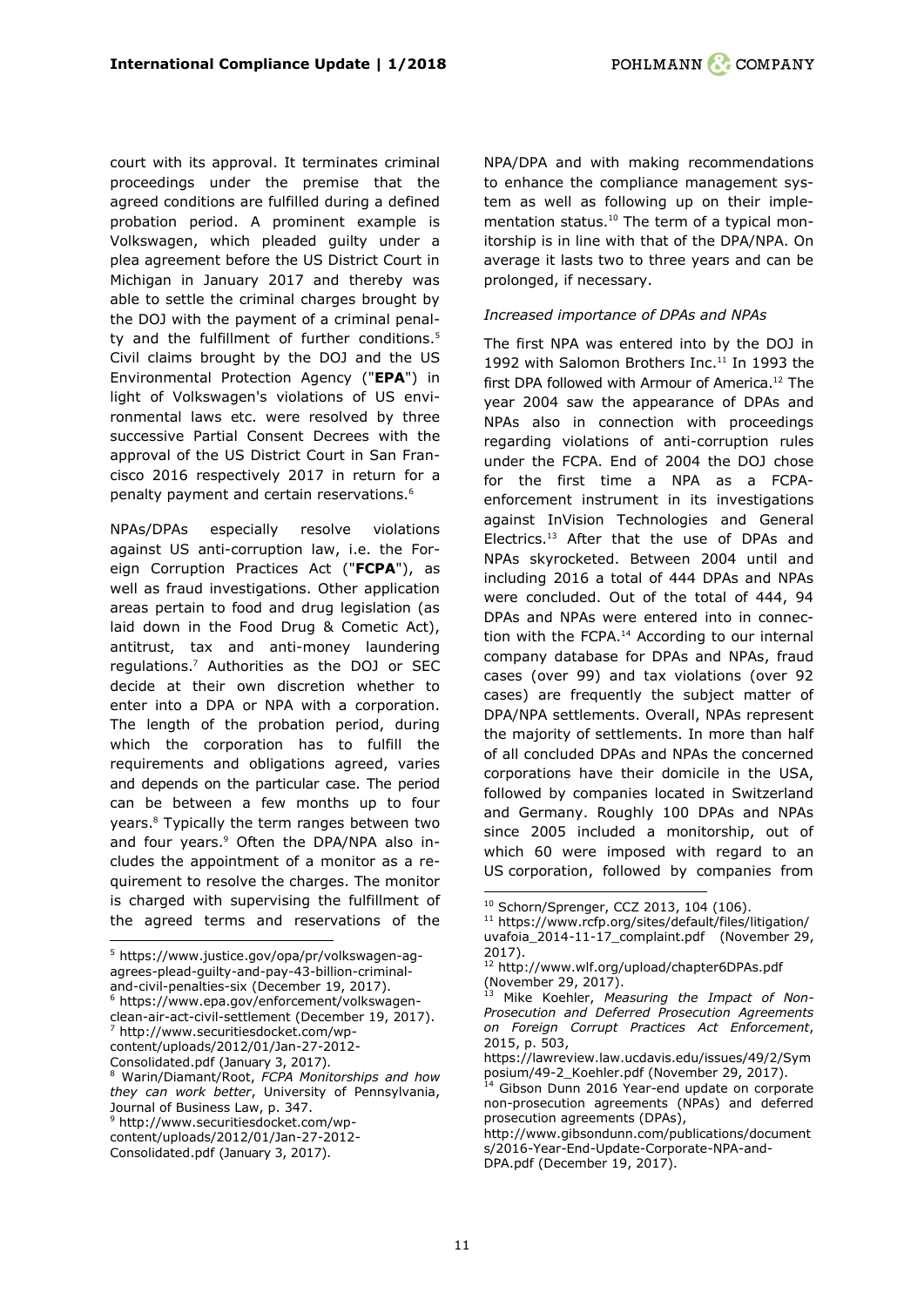court with its approval. It terminates criminal proceedings under the premise that the agreed conditions are fulfilled during a defined probation period. A prominent example is Volkswagen, which pleaded guilty under a plea agreement before the US District Court in Michigan in January 2017 and thereby was able to settle the criminal charges brought by the DOJ with the payment of a criminal penalty and the fulfillment of further conditions.[5] Civil claims brought by the DOJ and the US Environmental Protection Agency ("**EPA**") in light of Volkswagen's violations of US environmental laws etc. were resolved by three successive Partial Consent Decrees with the approval of the US District Court in San Francisco 2016 respectively 2017 in return for a penalty payment and certain reservations.[6]

NPAs/DPAs especially resolve violations against US anti-corruption law, i.e. the Foreign Corruption Practices Act ("**FCPA**"), as well as fraud investigations. Other application areas pertain to food and drug legislation (as laid down in the Food Drug & Cometic Act), antitrust, tax and anti-money laundering regulations.[7] Authorities as the DOJ or SEC decide at their own discretion whether to enter into a DPA or NPA with a corporation. The length of the probation period, during which the corporation has to fulfill the requirements and obligations agreed, varies and depends on the particular case. The period can be between a few months up to four years.[8] Typically the term ranges between two and four years.[9] Often the DPA/NPA also includes the appointment of a monitor as a requirement to resolve the charges. The monitor is charged with supervising the fulfillment of the agreed terms and reservations of the NPA/DPA and with making recommendations to enhance the compliance management system as well as following up on their implementation status.[10] The term of a typical monitorship is in line with that of the DPA/NPA. On average it lasts two to three years and can be prolonged, if necessary.

*Increased importance of DPAs and NPAs*

The first NPA was entered into by the DOJ in 1992 with Salomon Brothers Inc.[11] In 1993 the first DPA followed with Armour of America.[12] The year 2004 saw the appearance of DPAs and NPAs also in connection with proceedings regarding violations of anti-corruption rules under the FCPA. End of 2004 the DOJ chose for the first time a NPA as a FCPA-enforcement instrument in its investigations against InVision Technologies and General Electrics.[13] After that the use of DPAs and NPAs skyrocketed. Between 2004 until and including 2016 a total of 444 DPAs and NPAs were concluded. Out of the total of 444, 94 DPAs and NPAs were entered into in connection with the FCPA.[14] According to our internal company database for DPAs and NPAs, fraud cases (over 99) and tax violations (over 92 cases) are frequently the subject matter of DPA/NPA settlements. Overall, NPAs represent the majority of settlements. In more than half of all concluded DPAs and NPAs the concerned corporations have their domicile in the USA, followed by companies located in Switzerland and Germany. Roughly 100 DPAs and NPAs since 2005 included a monitorship, out of which 60 were imposed with regard to an US corporation, followed by companies from

---

[5] https://www.justice.gov/opa/pr/volkswagen-ag-agrees-plead-guilty-and-pay-43-billion-criminal-and-civil-penalties-six (December 19, 2017).

[6] https://www.epa.gov/enforcement/volkswagen-clean-air-act-civil-settlement (December 19, 2017).

[7] http://www.securitiesdocket.com/wp-content/uploads/2012/01/Jan-27-2012-Consolidated.pdf (January 3, 2017).

[8] Warin/Diamant/Root, *FCPA Monitorships and how they can work better*, University of Pennsylvania, Journal of Business Law, p. 347.

[9] http://www.securitiesdocket.com/wp-content/uploads/2012/01/Jan-27-2012-Consolidated.pdf (January 3, 2017).

[10] Schorn/Sprenger, CCZ 2013, 104 (106).

[11] https://www.rcfp.org/sites/default/files/litigation/uvafoia_2014-11-17_complaint.pdf (November 29, 2017).

[12] http://www.wlf.org/upload/chapter6DPAs.pdf (November 29, 2017).

[13] Mike Koehler, *Measuring the Impact of Non-Prosecution and Deferred Prosecution Agreements on Foreign Corrupt Practices Act Enforcement*, 2015, p. 503, https://lawreview.law.ucdavis.edu/issues/49/2/Symposium/49-2_Koehler.pdf (November 29, 2017).

[14] Gibson Dunn 2016 Year-end update on corporate non-prosecution agreements (NPAs) and deferred prosecution agreements (DPAs), http://www.gibsondunn.com/publications/documents/2016-Year-End-Update-Corporate-NPA-and-DPA.pdf (December 19, 2017).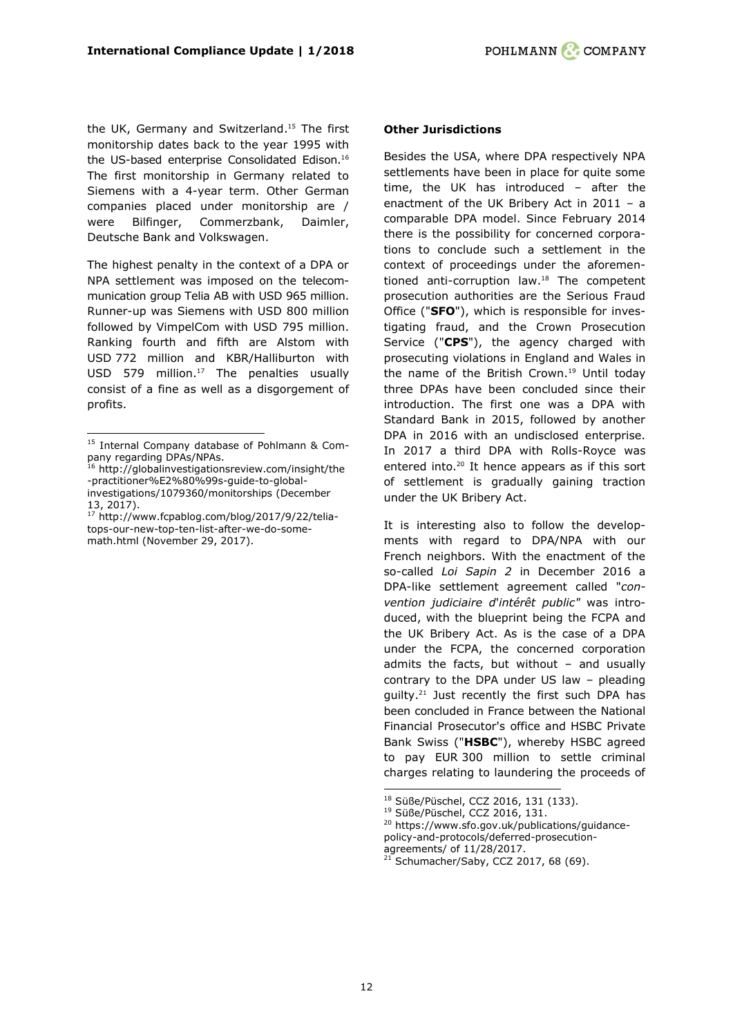the UK, Germany and Switzerland.[15] The first monitorship dates back to the year 1995 with the US-based enterprise Consolidated Edison.[16] The first monitorship in Germany related to Siemens with a 4-year term. Other German companies placed under monitorship are / were Bilfinger, Commerzbank, Daimler, Deutsche Bank and Volkswagen.

The highest penalty in the context of a DPA or NPA settlement was imposed on the telecommunication group Telia AB with USD 965 million. Runner-up was Siemens with USD 800 million followed by VimpelCom with USD 795 million. Ranking fourth and fifth are Alstom with USD 772 million and KBR/Halliburton with USD 579 million.[17] The penalties usually consist of a fine as well as a disgorgement of profits.

[15] Internal Company database of Pohlmann & Company regarding DPAs/NPAs.

[16] http://globalinvestigationsreview.com/insight/the-practitioner%E2%80%99s-guide-to-global-investigations/1079360/monitorships (December 13, 2017).

[17] http://www.fcpablog.com/blog/2017/9/22/telia-tops-our-new-top-ten-list-after-we-do-some-math.html (November 29, 2017).

**Other Jurisdictions**

Besides the USA, where DPA respectively NPA settlements have been in place for quite some time, the UK has introduced – after the enactment of the UK Bribery Act in 2011 – a comparable DPA model. Since February 2014 there is the possibility for concerned corporations to conclude such a settlement in the context of proceedings under the aforementioned anti-corruption law.[18] The competent prosecution authorities are the Serious Fraud Office ("**SFO**"), which is responsible for investigating fraud, and the Crown Prosecution Service ("**CPS**"), the agency charged with prosecuting violations in England and Wales in the name of the British Crown.[19] Until today three DPAs have been concluded since their introduction. The first one was a DPA with Standard Bank in 2015, followed by another DPA in 2016 with an undisclosed enterprise. In 2017 a third DPA with Rolls-Royce was entered into.[20] It hence appears as if this sort of settlement is gradually gaining traction under the UK Bribery Act.

It is interesting also to follow the developments with regard to DPA/NPA with our French neighbors. With the enactment of the so-called *Loi Sapin 2* in December 2016 a DPA-like settlement agreement called "*convention judiciaire d'intérêt public*" was introduced, with the blueprint being the FCPA and the UK Bribery Act. As is the case of a DPA under the FCPA, the concerned corporation admits the facts, but without – and usually contrary to the DPA under US law – pleading guilty.[21] Just recently the first such DPA has been concluded in France between the National Financial Prosecutor's office and HSBC Private Bank Swiss ("**HSBC**"), whereby HSBC agreed to pay EUR 300 million to settle criminal charges relating to laundering the proceeds of

[18] Süße/Püschel, CCZ 2016, 131 (133).

[19] Süße/Püschel, CCZ 2016, 131.

[20] https://www.sfo.gov.uk/publications/guidance-policy-and-protocols/deferred-prosecution-agreements/ of 11/28/2017.

[21] Schumacher/Saby, CCZ 2017, 68 (69).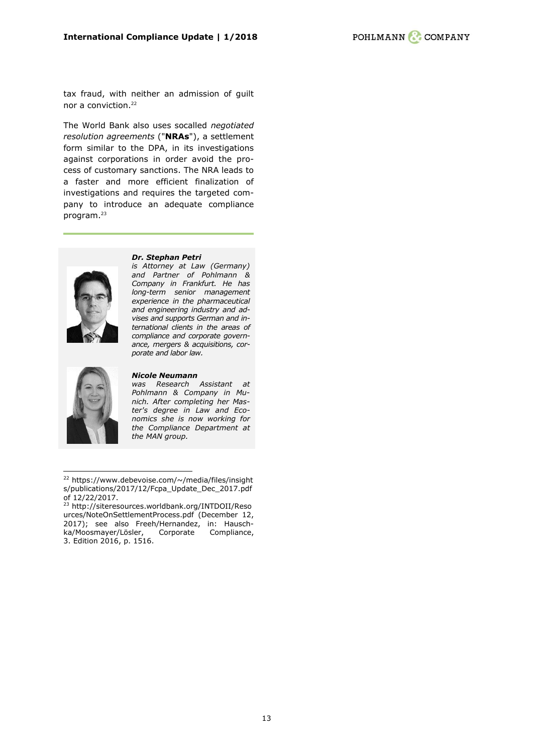tax fraud, with neither an admission of guilt nor a conviction.[22]

The World Bank also uses socalled *negotiated resolution agreements* ("**NRAs**"), a settlement form similar to the DPA, in its investigations against corporations in order avoid the process of customary sanctions. The NRA leads to a faster and more efficient finalization of investigations and requires the targeted company to introduce an adequate compliance program.[23]

---

***Dr. Stephan Petri***
*is Attorney at Law (Germany) and Partner of Pohlmann & Company in Frankfurt. He has long-term senior management experience in the pharmaceutical and engineering industry and advises and supports German and international clients in the areas of compliance and corporate governance, mergers & acquisitions, corporate and labor law.*

***Nicole Neumann***
*was Research Assistant at Pohlmann & Company in Munich. After completing her Master's degree in Law and Economics she is now working for the Compliance Department at the MAN group.*

---

[22] https://www.debevoise.com/~/media/files/insights/publications/2017/12/Fcpa_Update_Dec_2017.pdf of 12/22/2017.

[23] http://siteresources.worldbank.org/INTDOII/Resources/NoteOnSettlementProcess.pdf (December 12, 2017); see also Freeh/Hernandez, in: Hauschka/Moosmayer/Lösler, Corporate Compliance, 3. Edition 2016, p. 1516.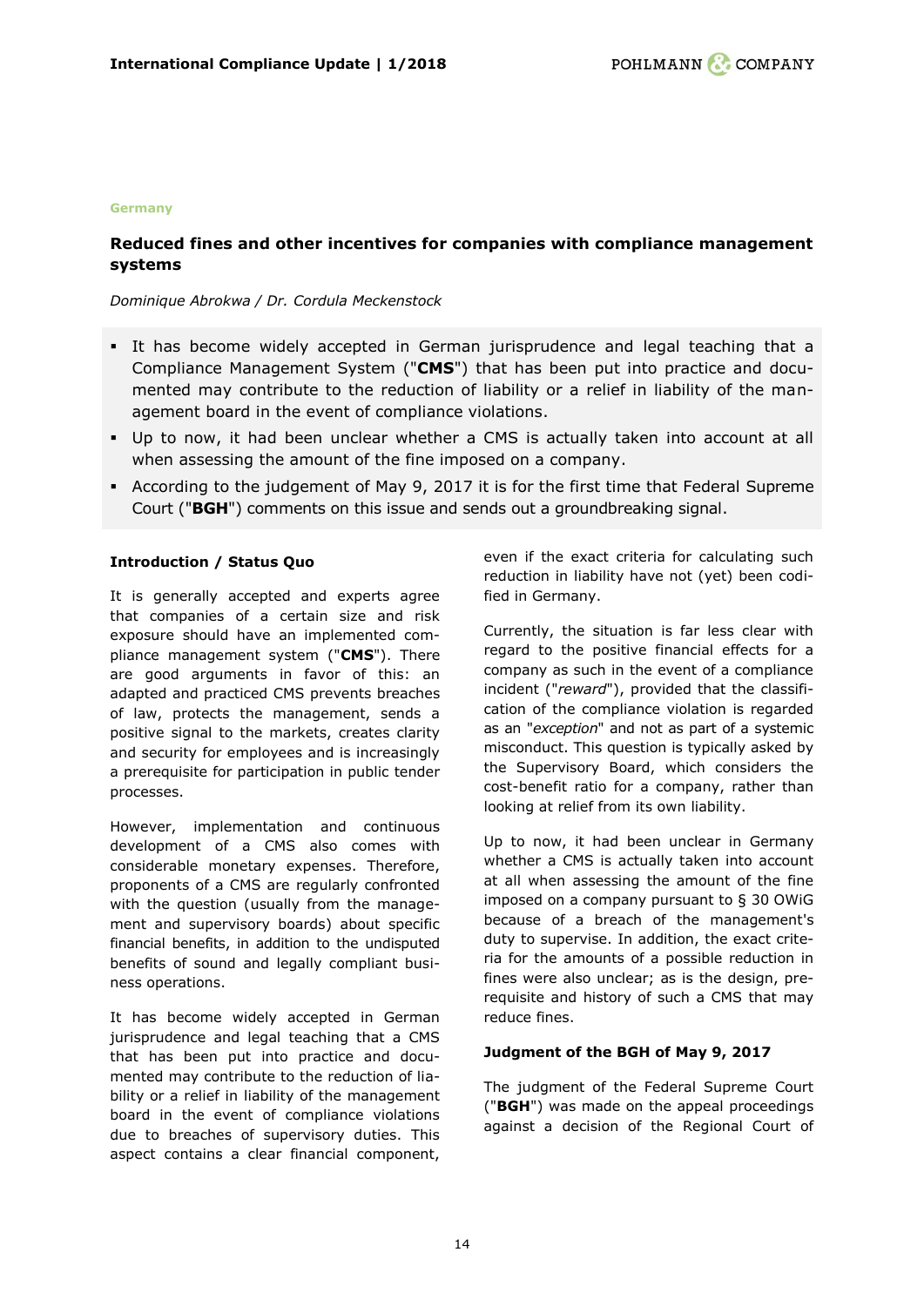Germany

## Reduced fines and other incentives for companies with compliance management systems

*Dominique Abrokwa / Dr. Cordula Meckenstock*

- It has become widely accepted in German jurisprudence and legal teaching that a Compliance Management System ("**CMS**") that has been put into practice and documented may contribute to the reduction of liability or a relief in liability of the management board in the event of compliance violations.
- Up to now, it had been unclear whether a CMS is actually taken into account at all when assessing the amount of the fine imposed on a company.
- According to the judgement of May 9, 2017 it is for the first time that Federal Supreme Court ("**BGH**") comments on this issue and sends out a groundbreaking signal.

### Introduction / Status Quo

It is generally accepted and experts agree that companies of a certain size and risk exposure should have an implemented compliance management system ("**CMS**"). There are good arguments in favor of this: an adapted and practiced CMS prevents breaches of law, protects the management, sends a positive signal to the markets, creates clarity and security for employees and is increasingly a prerequisite for participation in public tender processes.

However, implementation and continuous development of a CMS also comes with considerable monetary expenses. Therefore, proponents of a CMS are regularly confronted with the question (usually from the management and supervisory boards) about specific financial benefits, in addition to the undisputed benefits of sound and legally compliant business operations.

It has become widely accepted in German jurisprudence and legal teaching that a CMS that has been put into practice and documented may contribute to the reduction of liability or a relief in liability of the management board in the event of compliance violations due to breaches of supervisory duties. This aspect contains a clear financial component, even if the exact criteria for calculating such reduction in liability have not (yet) been codified in Germany.

Currently, the situation is far less clear with regard to the positive financial effects for a company as such in the event of a compliance incident ("*reward*"), provided that the classification of the compliance violation is regarded as an "*exception*" and not as part of a systemic misconduct. This question is typically asked by the Supervisory Board, which considers the cost-benefit ratio for a company, rather than looking at relief from its own liability.

Up to now, it had been unclear in Germany whether a CMS is actually taken into account at all when assessing the amount of the fine imposed on a company pursuant to § 30 OWiG because of a breach of the management's duty to supervise. In addition, the exact criteria for the amounts of a possible reduction in fines were also unclear; as is the design, prerequisite and history of such a CMS that may reduce fines.

### Judgment of the BGH of May 9, 2017

The judgment of the Federal Supreme Court ("**BGH**") was made on the appeal proceedings against a decision of the Regional Court of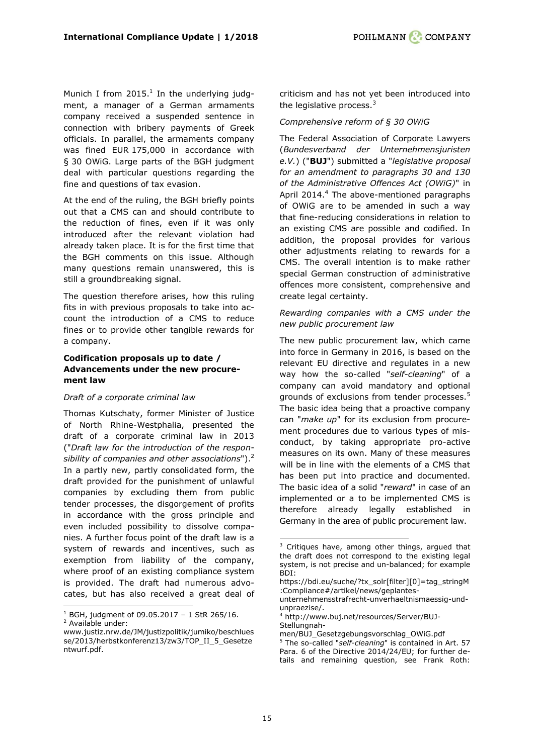Munich I from 2015.[1] In the underlying judgment, a manager of a German armaments company received a suspended sentence in connection with bribery payments of Greek officials. In parallel, the armaments company was fined EUR 175,000 in accordance with § 30 OWiG. Large parts of the BGH judgment deal with particular questions regarding the fine and questions of tax evasion.

At the end of the ruling, the BGH briefly points out that a CMS can and should contribute to the reduction of fines, even if it was only introduced after the relevant violation had already taken place. It is for the first time that the BGH comments on this issue. Although many questions remain unanswered, this is still a groundbreaking signal.

The question therefore arises, how this ruling fits in with previous proposals to take into account the introduction of a CMS to reduce fines or to provide other tangible rewards for a company.

**Codification proposals up to date / Advancements under the new procurement law**

*Draft of a corporate criminal law*

Thomas Kutschaty, former Minister of Justice of North Rhine-Westphalia, presented the draft of a corporate criminal law in 2013 ("*Draft law for the introduction of the responsibility of companies and other associations*").[2] In a partly new, partly consolidated form, the draft provided for the punishment of unlawful companies by excluding them from public tender processes, the disgorgement of profits in accordance with the gross principle and even included possibility to dissolve companies. A further focus point of the draft law is a system of rewards and incentives, such as exemption from liability of the company, where proof of an existing compliance system is provided. The draft had numerous advocates, but has also received a great deal of criticism and has not yet been introduced into the legislative process.[3]

*Comprehensive reform of § 30 OWiG*

The Federal Association of Corporate Lawyers (*Bundesverband der Unternehmensjuristen e.V.*) ("**BUJ**") submitted a "*legislative proposal for an amendment to paragraphs 30 and 130 of the Administrative Offences Act (OWiG)*" in April 2014.[4] The above-mentioned paragraphs of OWiG are to be amended in such a way that fine-reducing considerations in relation to an existing CMS are possible and codified. In addition, the proposal provides for various other adjustments relating to rewards for a CMS. The overall intention is to make rather special German construction of administrative offences more consistent, comprehensive and create legal certainty.

*Rewarding companies with a CMS under the new public procurement law*

The new public procurement law, which came into force in Germany in 2016, is based on the relevant EU directive and regulates in a new way how the so-called "*self-cleaning*" of a company can avoid mandatory and optional grounds of exclusions from tender processes.[5] The basic idea being that a proactive company can "*make up*" for its exclusion from procurement procedures due to various types of misconduct, by taking appropriate pro-active measures on its own. Many of these measures will be in line with the elements of a CMS that has been put into practice and documented. The basic idea of a solid "*reward*" in case of an implemented or a to be implemented CMS is therefore already legally established in Germany in the area of public procurement law.

---

[1] BGH, judgment of 09.05.2017 – 1 StR 265/16.

[2] Available under: www.justiz.nrw.de/JM/justizpolitik/jumiko/beschluesse/2013/herbstkonferenz13/zw3/TOP_II_5_Gesetzentwurf.pdf.

[3] Critiques have, among other things, argued that the draft does not correspond to the existing legal system, is not precise and un-balanced; for example BDI: https://bdi.eu/suche/?tx_solr[filter][0]=tag_stringM:Compliance#/artikel/news/geplantes-unternehmensstrafrecht-unverhaeltnismaessig-und-unpraezise/.

[4] http://www.buj.net/resources/Server/BUJ-Stellungnahmen/BUJ_Gesetzgebungsvorschlag_OWiG.pdf

[5] The so-called "*self-cleaning*" is contained in Art. 57 Para. 6 of the Directive 2014/24/EU; for further details and remaining question, see Frank Roth: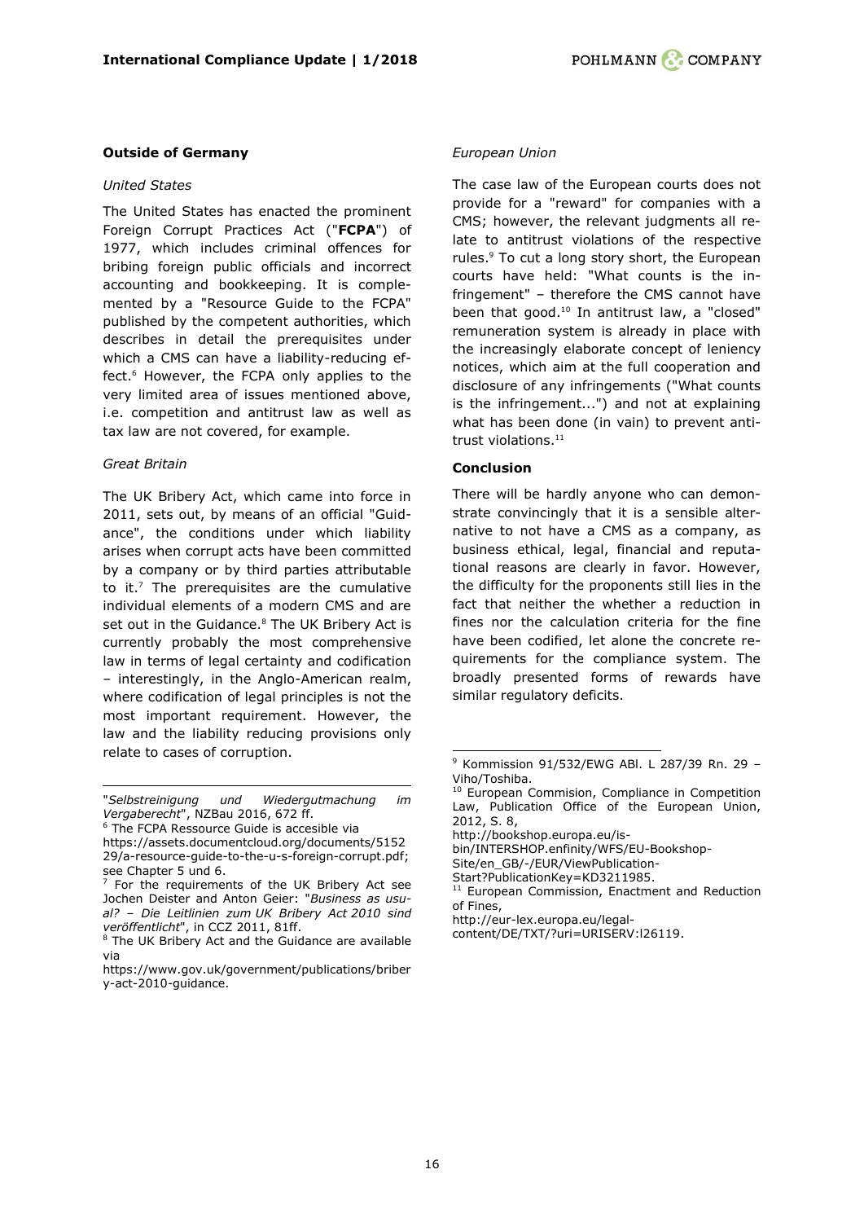**Outside of Germany**

*United States*

The United States has enacted the prominent Foreign Corrupt Practices Act ("**FCPA**") of 1977, which includes criminal offences for bribing foreign public officials and incorrect accounting and bookkeeping. It is complemented by a "Resource Guide to the FCPA" published by the competent authorities, which describes in detail the prerequisites under which a CMS can have a liability-reducing effect.[6] However, the FCPA only applies to the very limited area of issues mentioned above, i.e. competition and antitrust law as well as tax law are not covered, for example.

*Great Britain*

The UK Bribery Act, which came into force in 2011, sets out, by means of an official "Guidance", the conditions under which liability arises when corrupt acts have been committed by a company or by third parties attributable to it.[7] The prerequisites are the cumulative individual elements of a modern CMS and are set out in the Guidance.[8] The UK Bribery Act is currently probably the most comprehensive law in terms of legal certainty and codification – interestingly, in the Anglo-American realm, where codification of legal principles is not the most important requirement. However, the law and the liability reducing provisions only relate to cases of corruption.

*European Union*

The case law of the European courts does not provide for a "reward" for companies with a CMS; however, the relevant judgments all relate to antitrust violations of the respective rules.[9] To cut a long story short, the European courts have held: "What counts is the infringement" – therefore the CMS cannot have been that good.[10] In antitrust law, a "closed" remuneration system is already in place with the increasingly elaborate concept of leniency notices, which aim at the full cooperation and disclosure of any infringements ("What counts is the infringement...") and not at explaining what has been done (in vain) to prevent antitrust violations.[11]

**Conclusion**

There will be hardly anyone who can demonstrate convincingly that it is a sensible alternative to not have a CMS as a company, as business ethical, legal, financial and reputational reasons are clearly in favor. However, the difficulty for the proponents still lies in the fact that neither the whether a reduction in fines nor the calculation criteria for the fine have been codified, let alone the concrete requirements for the compliance system. The broadly presented forms of rewards have similar regulatory deficits.

---

"*Selbstreinigung und Wiedergutmachung im Vergaberecht*", NZBau 2016, 672 ff.

[6] The FCPA Ressource Guide is accesible via https://assets.documentcloud.org/documents/515229/a-resource-guide-to-the-u-s-foreign-corrupt.pdf; see Chapter 5 und 6.

[7] For the requirements of the UK Bribery Act see Jochen Deister and Anton Geier: "*Business as usual? – Die Leitlinien zum UK Bribery Act 2010 sind veröffentlicht*", in CCZ 2011, 81ff.

[8] The UK Bribery Act and the Guidance are available via https://www.gov.uk/government/publications/bribery-act-2010-guidance.

[9] Kommission 91/532/EWG ABl. L 287/39 Rn. 29 – Viho/Toshiba.

[10] European Commision, Compliance in Competition Law, Publication Office of the European Union, 2012, S. 8, http://bookshop.europa.eu/is-bin/INTERSHOP.enfinity/WFS/EU-Bookshop-Site/en_GB/-/EUR/ViewPublication-Start?PublicationKey=KD3211985.

[11] European Commission, Enactment and Reduction of Fines, http://eur-lex.europa.eu/legal-content/DE/TXT/?uri=URISERV:l26119.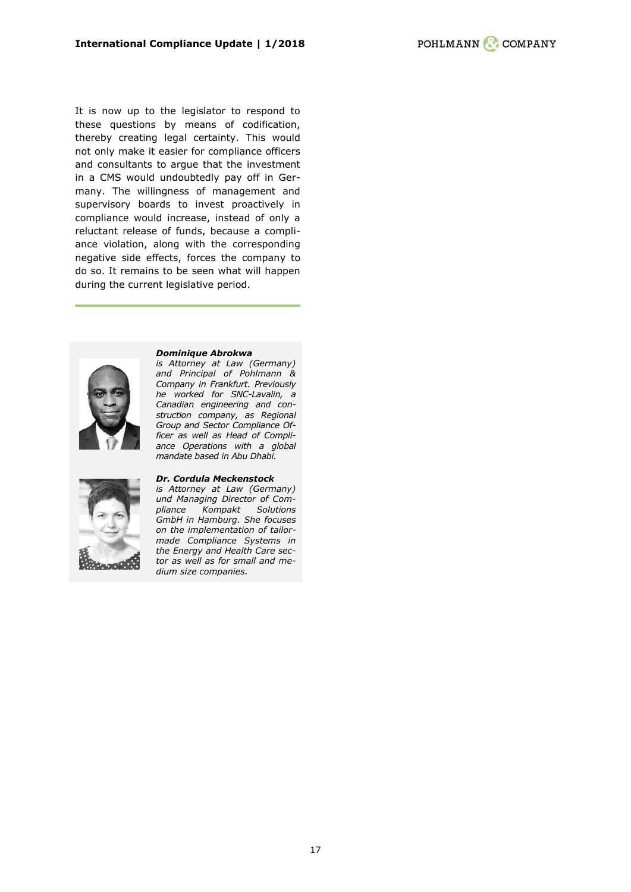It is now up to the legislator to respond to these questions by means of codification, thereby creating legal certainty. This would not only make it easier for compliance officers and consultants to argue that the investment in a CMS would undoubtedly pay off in Germany. The willingness of management and supervisory boards to invest proactively in compliance would increase, instead of only a reluctant release of funds, because a compliance violation, along with the corresponding negative side effects, forces the company to do so. It remains to be seen what will happen during the current legislative period.

***Dominique Abrokwa***
*is Attorney at Law (Germany) and Principal of Pohlmann & Company in Frankfurt. Previously he worked for SNC-Lavalin, a Canadian engineering and construction company, as Regional Group and Sector Compliance Officer as well as Head of Compliance Operations with a global mandate based in Abu Dhabi.*

***Dr. Cordula Meckenstock***
*is Attorney at Law (Germany) und Managing Director of Compliance Kompakt Solutions GmbH in Hamburg. She focuses on the implementation of tailor-made Compliance Systems in the Energy and Health Care sector as well as for small and medium size companies.*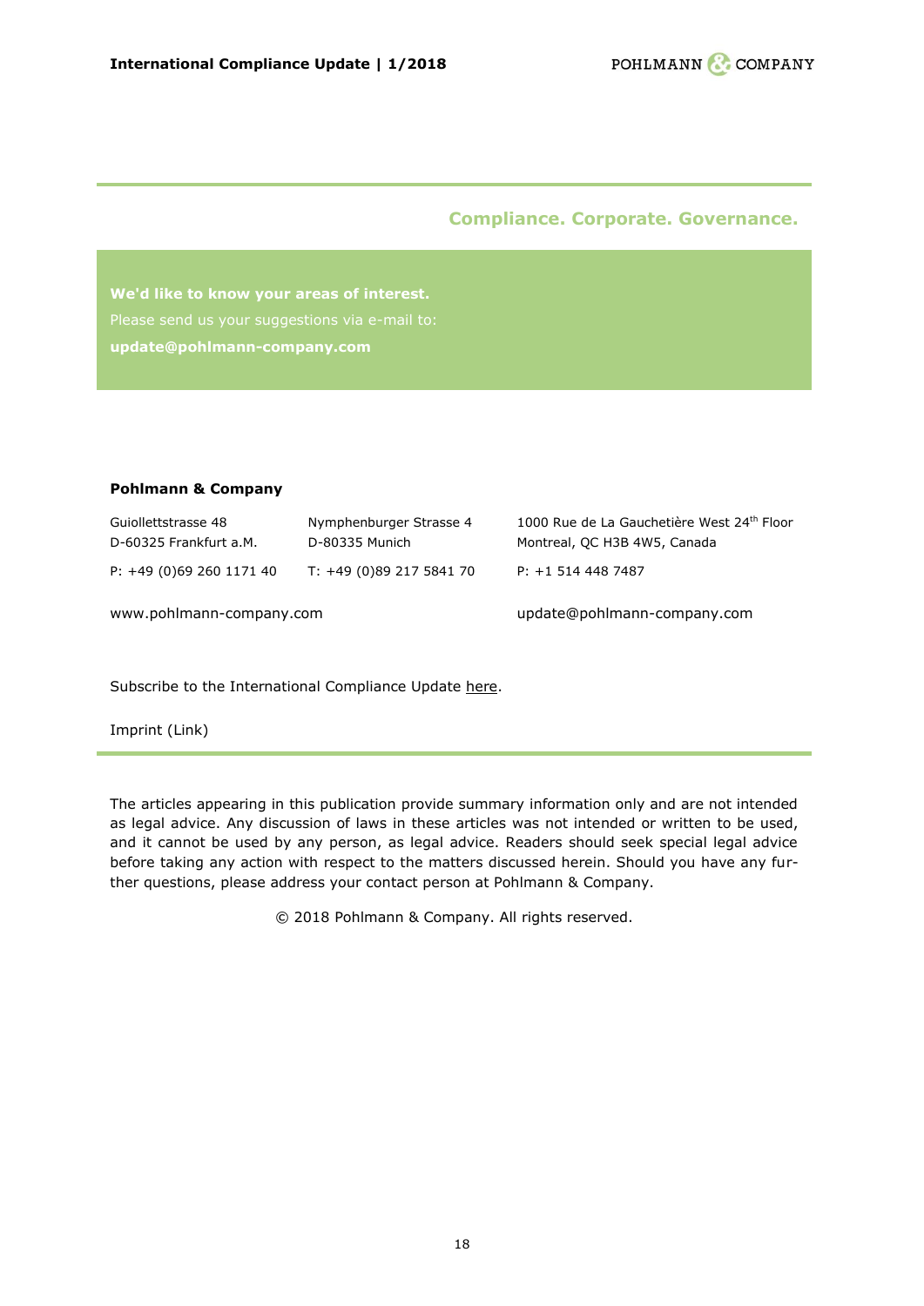**Compliance. Corporate. Governance.**

**We'd like to know your areas of interest.**
Please send us your suggestions via e-mail to:
**update@pohlmann-company.com**

**Pohlmann & Company**

| | | |
|---|---|---|
| Guiollettstrasse 48<br>D-60325 Frankfurt a.M. | Nymphenburger Strasse 4<br>D-80335 Munich | 1000 Rue de La Gauchetière West 24th Floor<br>Montreal, QC H3B 4W5, Canada |
| P: +49 (0)69 260 1171 40 | T: +49 (0)89 217 5841 70 | P: +1 514 448 7487 |

www.pohlmann-company.com

update@pohlmann-company.com

Subscribe to the International Compliance Update here.

Imprint (Link)

The articles appearing in this publication provide summary information only and are not intended as legal advice. Any discussion of laws in these articles was not intended or written to be used, and it cannot be used by any person, as legal advice. Readers should seek special legal advice before taking any action with respect to the matters discussed herein. Should you have any further questions, please address your contact person at Pohlmann & Company.

© 2018 Pohlmann & Company. All rights reserved.